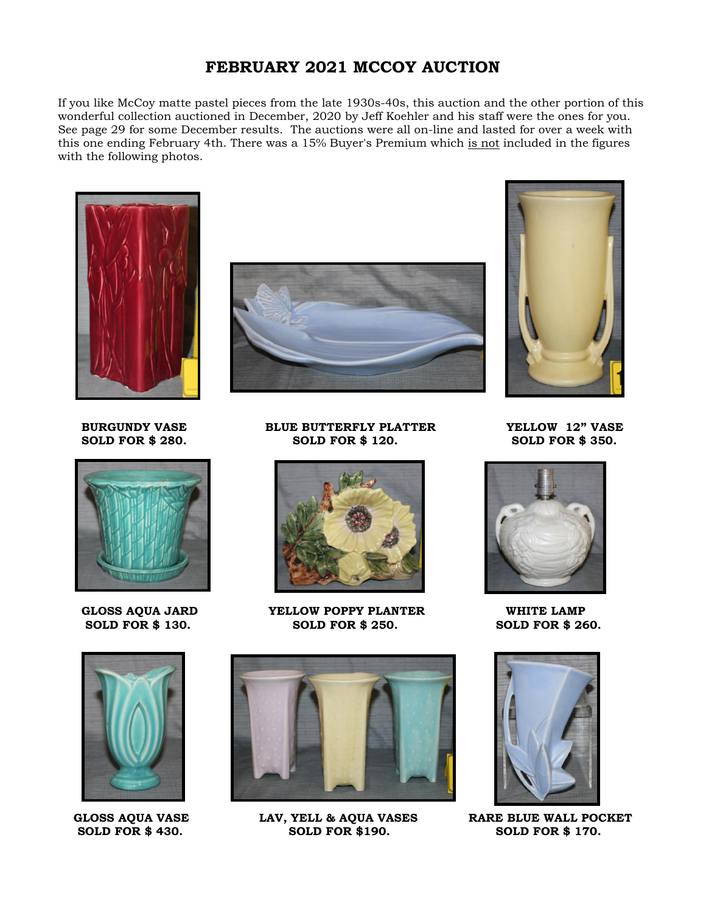# FEBRUARY 2021 MCCOY AUCTION

If you like McCoy matte pastel pieces from the late 1930s-40s, this auction and the other portion of this wonderful collection auctioned in December, 2020 by Jeff Koehler and his staff were the ones for you. See page 29 for some December results. The auctions were all on-line and lasted for over a week with this one ending February 4th. There was a 15% Buyer's Premium which is not included in the figures with the following photos.

**BURGUNDY VASE**
**SOLD FOR $ 280.**

**BLUE BUTTERFLY PLATTER**
**SOLD FOR $ 120.**

**YELLOW 12" VASE**
**SOLD FOR $ 350.**

**GLOSS AQUA JARD**
**SOLD FOR $ 130.**

**YELLOW POPPY PLANTER**
**SOLD FOR $ 250.**

**WHITE LAMP**
**SOLD FOR $ 260.**

**GLOSS AQUA VASE**
**SOLD FOR $ 430.**

**LAV, YELL & AQUA VASES**
**SOLD FOR $190.**

**RARE BLUE WALL POCKET**
**SOLD FOR $ 170.**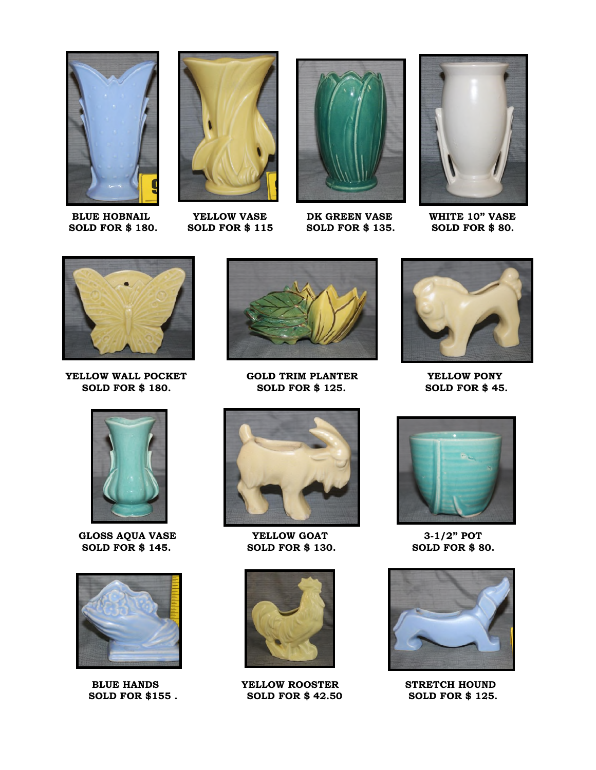**BLUE HOBNAIL**
**SOLD FOR $ 180.**

**YELLOW VASE**
**SOLD FOR $ 115**

**DK GREEN VASE**
**SOLD FOR $ 135.**

**WHITE 10" VASE**
**SOLD FOR $ 80.**

**YELLOW WALL POCKET**
**SOLD FOR $ 180.**

**GOLD TRIM PLANTER**
**SOLD FOR $ 125.**

**YELLOW PONY**
**SOLD FOR $ 45.**

**GLOSS AQUA VASE**
**SOLD FOR $ 145.**

**YELLOW GOAT**
**SOLD FOR $ 130.**

**3-1/2" POT**
**SOLD FOR $ 80.**

**BLUE HANDS**
**SOLD FOR $155 .**

**YELLOW ROOSTER**
**SOLD FOR $ 42.50**

**STRETCH HOUND**
**SOLD FOR $ 125.**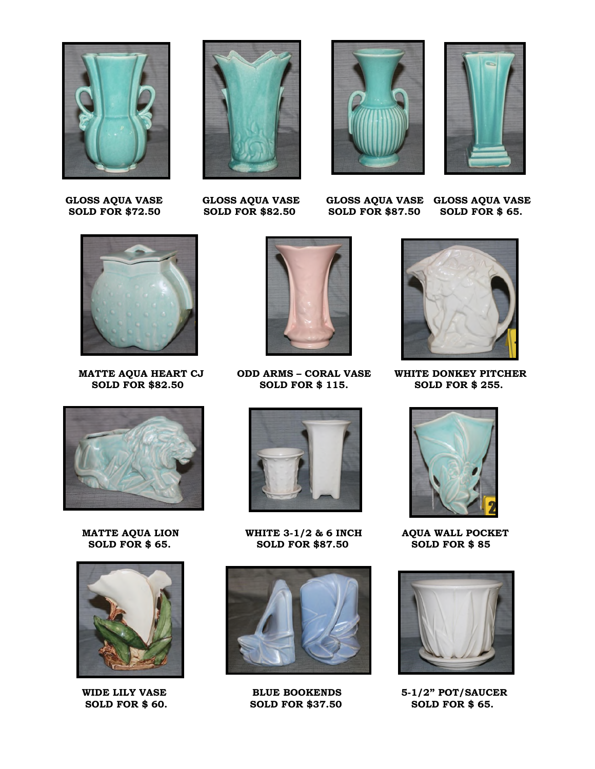**GLOSS AQUA VASE**
**SOLD FOR $72.50**

**GLOSS AQUA VASE**
**SOLD FOR $82.50**

**GLOSS AQUA VASE**
**SOLD FOR $87.50**

**GLOSS AQUA VASE**
**SOLD FOR $ 65.**

**MATTE AQUA HEART CJ**
**SOLD FOR $82.50**

**ODD ARMS – CORAL VASE**
**SOLD FOR $ 115.**

**WHITE DONKEY PITCHER**
**SOLD FOR $ 255.**

**MATTE AQUA LION**
**SOLD FOR $ 65.**

**WHITE 3-1/2 & 6 INCH**
**SOLD FOR $87.50**

**AQUA WALL POCKET**
**SOLD FOR $ 85**

**WIDE LILY VASE**
**SOLD FOR $ 60.**

**BLUE BOOKENDS**
**SOLD FOR $37.50**

**5-1/2" POT/SAUCER**
**SOLD FOR $ 65.**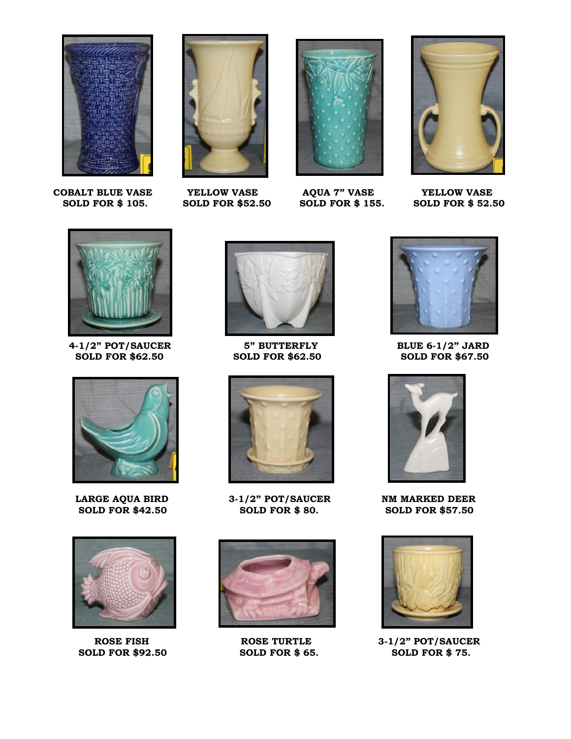**COBALT BLUE VASE**
**SOLD FOR $ 105.**

**YELLOW VASE**
**SOLD FOR $52.50**

**AQUA 7" VASE**
**SOLD FOR $ 155.**

**YELLOW VASE**
**SOLD FOR $ 52.50**

**4-1/2" POT/SAUCER**
**SOLD FOR $62.50**

**5" BUTTERFLY**
**SOLD FOR $62.50**

**BLUE 6-1/2" JARD**
**SOLD FOR $67.50**

**LARGE AQUA BIRD**
**SOLD FOR $42.50**

**3-1/2" POT/SAUCER**
**SOLD FOR $ 80.**

**NM MARKED DEER**
**SOLD FOR $57.50**

**ROSE FISH**
**SOLD FOR $92.50**

**ROSE TURTLE**
**SOLD FOR $ 65.**

**3-1/2" POT/SAUCER**
**SOLD FOR $ 75.**